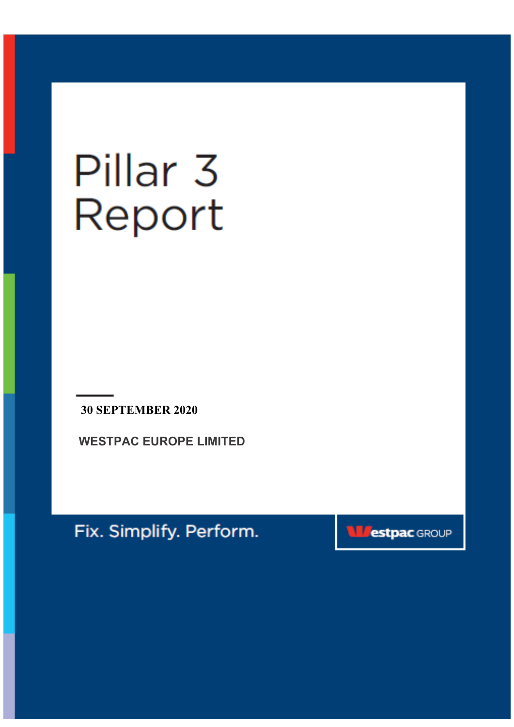# Pillar 3 Report

**30 SEPTEMBER 2020**

**WESTPAC EUROPE LIMITED**

Fix. Simplify. Perform.

Westpac GROUP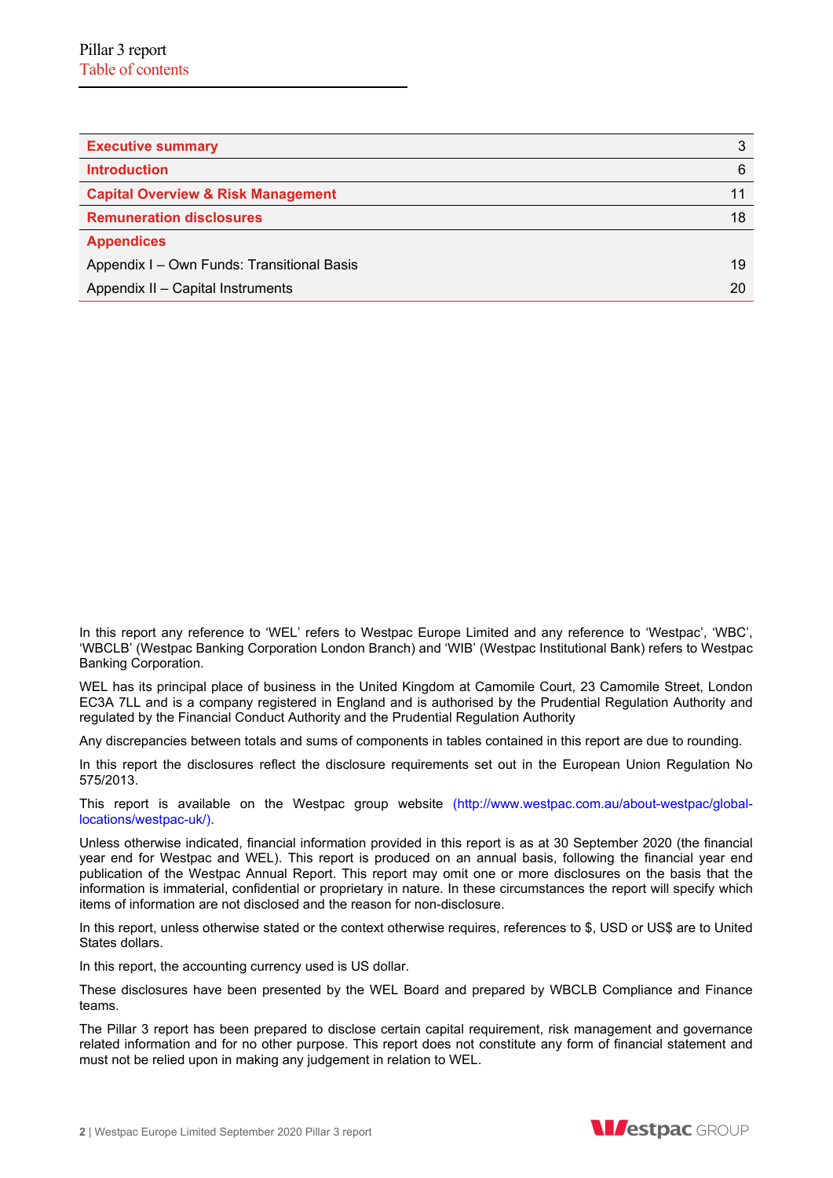# Pillar 3 report
## Table of contents

| | |
|---|---|
| **Executive summary** | 3 |
| **Introduction** | 6 |
| **Capital Overview & Risk Management** | 11 |
| **Remuneration disclosures** | 18 |
| **Appendices** | |
| Appendix I – Own Funds: Transitional Basis | 19 |
| Appendix II – Capital Instruments | 20 |

In this report any reference to 'WEL' refers to Westpac Europe Limited and any reference to 'Westpac', 'WBC', 'WBCLB' (Westpac Banking Corporation London Branch) and 'WIB' (Westpac Institutional Bank) refers to Westpac Banking Corporation.

WEL has its principal place of business in the United Kingdom at Camomile Court, 23 Camomile Street, London EC3A 7LL and is a company registered in England and is authorised by the Prudential Regulation Authority and regulated by the Financial Conduct Authority and the Prudential Regulation Authority

Any discrepancies between totals and sums of components in tables contained in this report are due to rounding.

In this report the disclosures reflect the disclosure requirements set out in the European Union Regulation No 575/2013.

This report is available on the Westpac group website (http://www.westpac.com.au/about-westpac/global-locations/westpac-uk/).

Unless otherwise indicated, financial information provided in this report is as at 30 September 2020 (the financial year end for Westpac and WEL). This report is produced on an annual basis, following the financial year end publication of the Westpac Annual Report. This report may omit one or more disclosures on the basis that the information is immaterial, confidential or proprietary in nature. In these circumstances the report will specify which items of information are not disclosed and the reason for non-disclosure.

In this report, unless otherwise stated or the context otherwise requires, references to $, USD or US$ are to United States dollars.

In this report, the accounting currency used is US dollar.

These disclosures have been presented by the WEL Board and prepared by WBCLB Compliance and Finance teams.

The Pillar 3 report has been prepared to disclose certain capital requirement, risk management and governance related information and for no other purpose. This report does not constitute any form of financial statement and must not be relied upon in making any judgement in relation to WEL.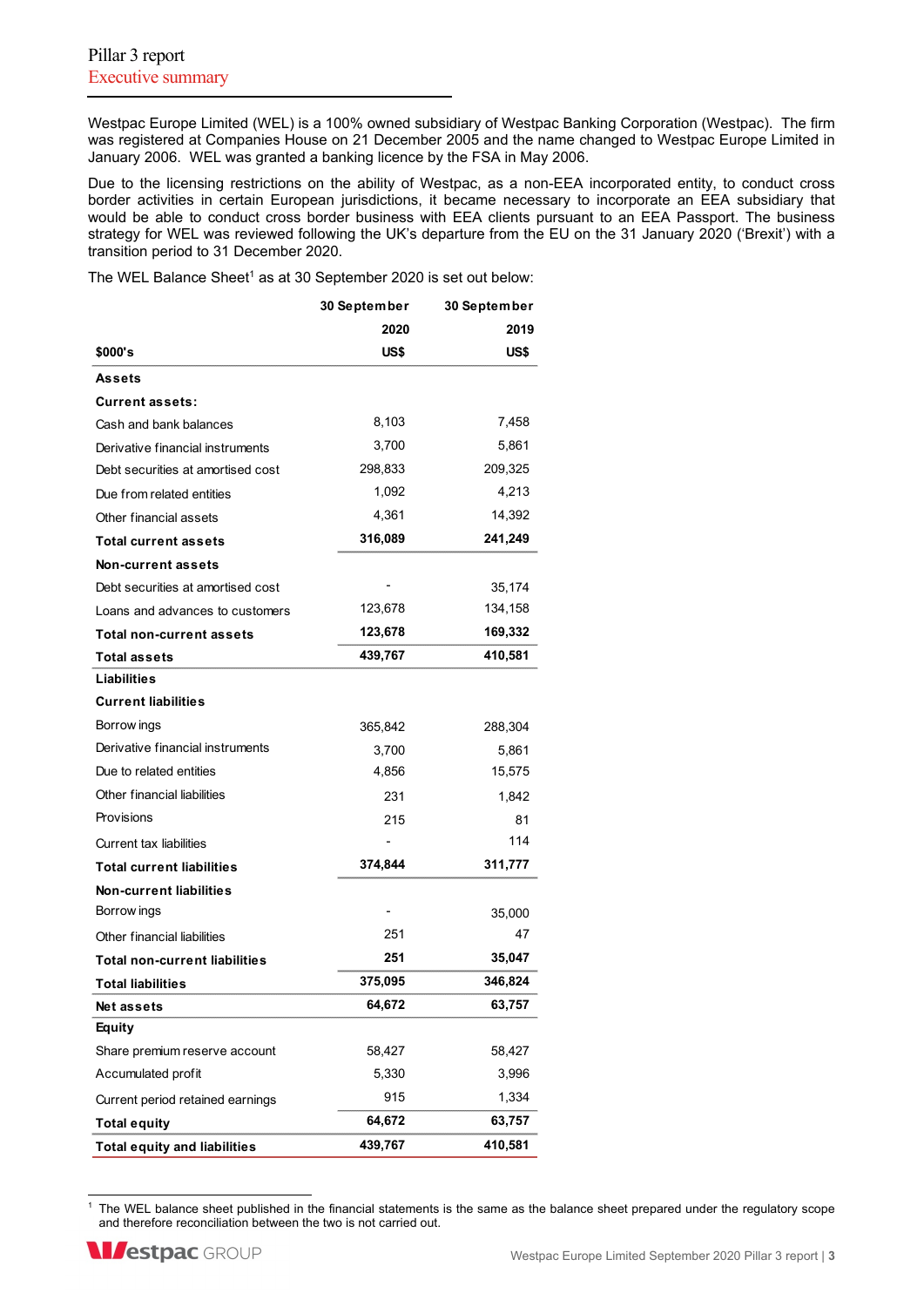# Pillar 3 report

## Executive summary

Westpac Europe Limited (WEL) is a 100% owned subsidiary of Westpac Banking Corporation (Westpac). The firm was registered at Companies House on 21 December 2005 and the name changed to Westpac Europe Limited in January 2006. WEL was granted a banking licence by the FSA in May 2006.

Due to the licensing restrictions on the ability of Westpac, as a non-EEA incorporated entity, to conduct cross border activities in certain European jurisdictions, it became necessary to incorporate an EEA subsidiary that would be able to conduct cross border business with EEA clients pursuant to an EEA Passport. The business strategy for WEL was reviewed following the UK's departure from the EU on the 31 January 2020 ('Brexit') with a transition period to 31 December 2020.

The WEL Balance Sheet[1] as at 30 September 2020 is set out below:

| $000's | 30 September 2020 US$ | 30 September 2019 US$ |
|---|---|---|
| **Assets** | | |
| **Current assets:** | | |
| Cash and bank balances | 8,103 | 7,458 |
| Derivative financial instruments | 3,700 | 5,861 |
| Debt securities at amortised cost | 298,833 | 209,325 |
| Due from related entities | 1,092 | 4,213 |
| Other financial assets | 4,361 | 14,392 |
| **Total current assets** | **316,089** | **241,249** |
| **Non-current assets** | | |
| Debt securities at amortised cost | - | 35,174 |
| Loans and advances to customers | 123,678 | 134,158 |
| **Total non-current assets** | **123,678** | **169,332** |
| **Total assets** | **439,767** | **410,581** |
| **Liabilities** | | |
| **Current liabilities** | | |
| Borrowings | 365,842 | 288,304 |
| Derivative financial instruments | 3,700 | 5,861 |
| Due to related entities | 4,856 | 15,575 |
| Other financial liabilities | 231 | 1,842 |
| Provisions | 215 | 81 |
| Current tax liabilities | - | 114 |
| **Total current liabilities** | **374,844** | **311,777** |
| **Non-current liabilities** | | |
| Borrowings | - | 35,000 |
| Other financial liabilities | 251 | 47 |
| **Total non-current liabilities** | **251** | **35,047** |
| **Total liabilities** | **375,095** | **346,824** |
| **Net assets** | **64,672** | **63,757** |
| **Equity** | | |
| Share premium reserve account | 58,427 | 58,427 |
| Accumulated profit | 5,330 | 3,996 |
| Current period retained earnings | 915 | 1,334 |
| **Total equity** | **64,672** | **63,757** |
| **Total equity and liabilities** | **439,767** | **410,581** |

[1] The WEL balance sheet published in the financial statements is the same as the balance sheet prepared under the regulatory scope and therefore reconciliation between the two is not carried out.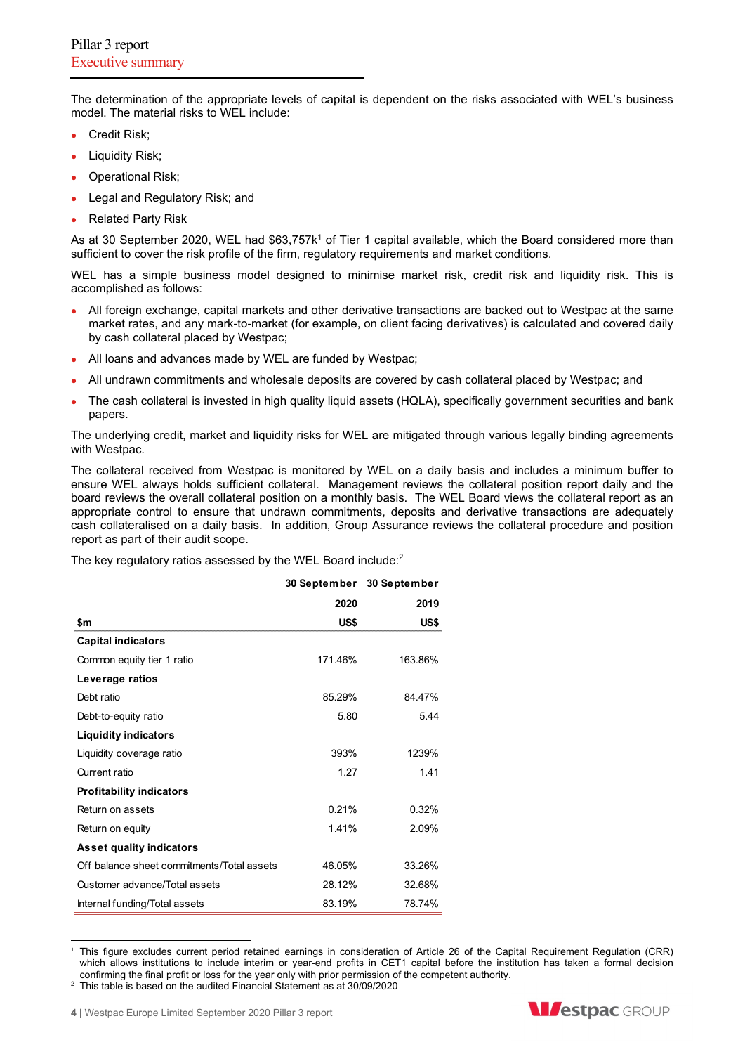The determination of the appropriate levels of capital is dependent on the risks associated with WEL's business model. The material risks to WEL include:

- Credit Risk;
- Liquidity Risk;
- Operational Risk;
- Legal and Regulatory Risk; and
- Related Party Risk

As at 30 September 2020, WEL had $63,757k[1] of Tier 1 capital available, which the Board considered more than sufficient to cover the risk profile of the firm, regulatory requirements and market conditions.

WEL has a simple business model designed to minimise market risk, credit risk and liquidity risk. This is accomplished as follows:

- All foreign exchange, capital markets and other derivative transactions are backed out to Westpac at the same market rates, and any mark-to-market (for example, on client facing derivatives) is calculated and covered daily by cash collateral placed by Westpac;
- All loans and advances made by WEL are funded by Westpac;
- All undrawn commitments and wholesale deposits are covered by cash collateral placed by Westpac; and
- The cash collateral is invested in high quality liquid assets (HQLA), specifically government securities and bank papers.

The underlying credit, market and liquidity risks for WEL are mitigated through various legally binding agreements with Westpac.

The collateral received from Westpac is monitored by WEL on a daily basis and includes a minimum buffer to ensure WEL always holds sufficient collateral. Management reviews the collateral position report daily and the board reviews the overall collateral position on a monthly basis. The WEL Board views the collateral report as an appropriate control to ensure that undrawn commitments, deposits and derivative transactions are adequately cash collateralised on a daily basis. In addition, Group Assurance reviews the collateral procedure and position report as part of their audit scope.

The key regulatory ratios assessed by the WEL Board include:[2]

| | 30 September 2020 | 30 September 2019 |
|---|---|---|
| **$m** | **US$** | **US$** |
| **Capital indicators** | | |
| Common equity tier 1 ratio | 171.46% | 163.86% |
| **Leverage ratios** | | |
| Debt ratio | 85.29% | 84.47% |
| Debt-to-equity ratio | 5.80 | 5.44 |
| **Liquidity indicators** | | |
| Liquidity coverage ratio | 393% | 1239% |
| Current ratio | 1.27 | 1.41 |
| **Profitability indicators** | | |
| Return on assets | 0.21% | 0.32% |
| Return on equity | 1.41% | 2.09% |
| **Asset quality indicators** | | |
| Off balance sheet commitments/Total assets | 46.05% | 33.26% |
| Customer advance/Total assets | 28.12% | 32.68% |
| Internal funding/Total assets | 83.19% | 78.74% |

[1] This figure excludes current period retained earnings in consideration of Article 26 of the Capital Requirement Regulation (CRR) which allows institutions to include interim or year-end profits in CET1 capital before the institution has taken a formal decision confirming the final profit or loss for the year only with prior permission of the competent authority.

[2] This table is based on the audited Financial Statement as at 30/09/2020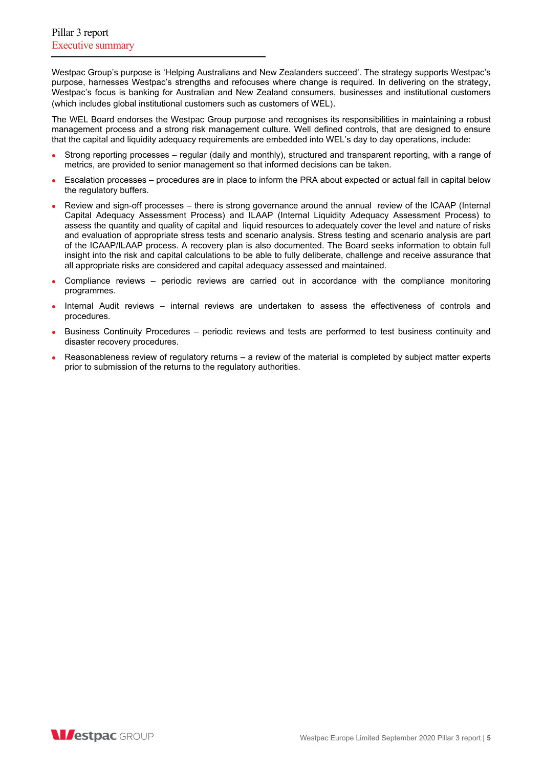# Executive summary

Westpac Group's purpose is 'Helping Australians and New Zealanders succeed'. The strategy supports Westpac's purpose, harnesses Westpac's strengths and refocuses where change is required. In delivering on the strategy, Westpac's focus is banking for Australian and New Zealand consumers, businesses and institutional customers (which includes global institutional customers such as customers of WEL).

The WEL Board endorses the Westpac Group purpose and recognises its responsibilities in maintaining a robust management process and a strong risk management culture. Well defined controls, that are designed to ensure that the capital and liquidity adequacy requirements are embedded into WEL's day to day operations, include:

- Strong reporting processes – regular (daily and monthly), structured and transparent reporting, with a range of metrics, are provided to senior management so that informed decisions can be taken.
- Escalation processes – procedures are in place to inform the PRA about expected or actual fall in capital below the regulatory buffers.
- Review and sign-off processes – there is strong governance around the annual review of the ICAAP (Internal Capital Adequacy Assessment Process) and ILAAP (Internal Liquidity Adequacy Assessment Process) to assess the quantity and quality of capital and liquid resources to adequately cover the level and nature of risks and evaluation of appropriate stress tests and scenario analysis. Stress testing and scenario analysis are part of the ICAAP/ILAAP process. A recovery plan is also documented. The Board seeks information to obtain full insight into the risk and capital calculations to be able to fully deliberate, challenge and receive assurance that all appropriate risks are considered and capital adequacy assessed and maintained.
- Compliance reviews – periodic reviews are carried out in accordance with the compliance monitoring programmes.
- Internal Audit reviews – internal reviews are undertaken to assess the effectiveness of controls and procedures.
- Business Continuity Procedures – periodic reviews and tests are performed to test business continuity and disaster recovery procedures.
- Reasonableness review of regulatory returns – a review of the material is completed by subject matter experts prior to submission of the returns to the regulatory authorities.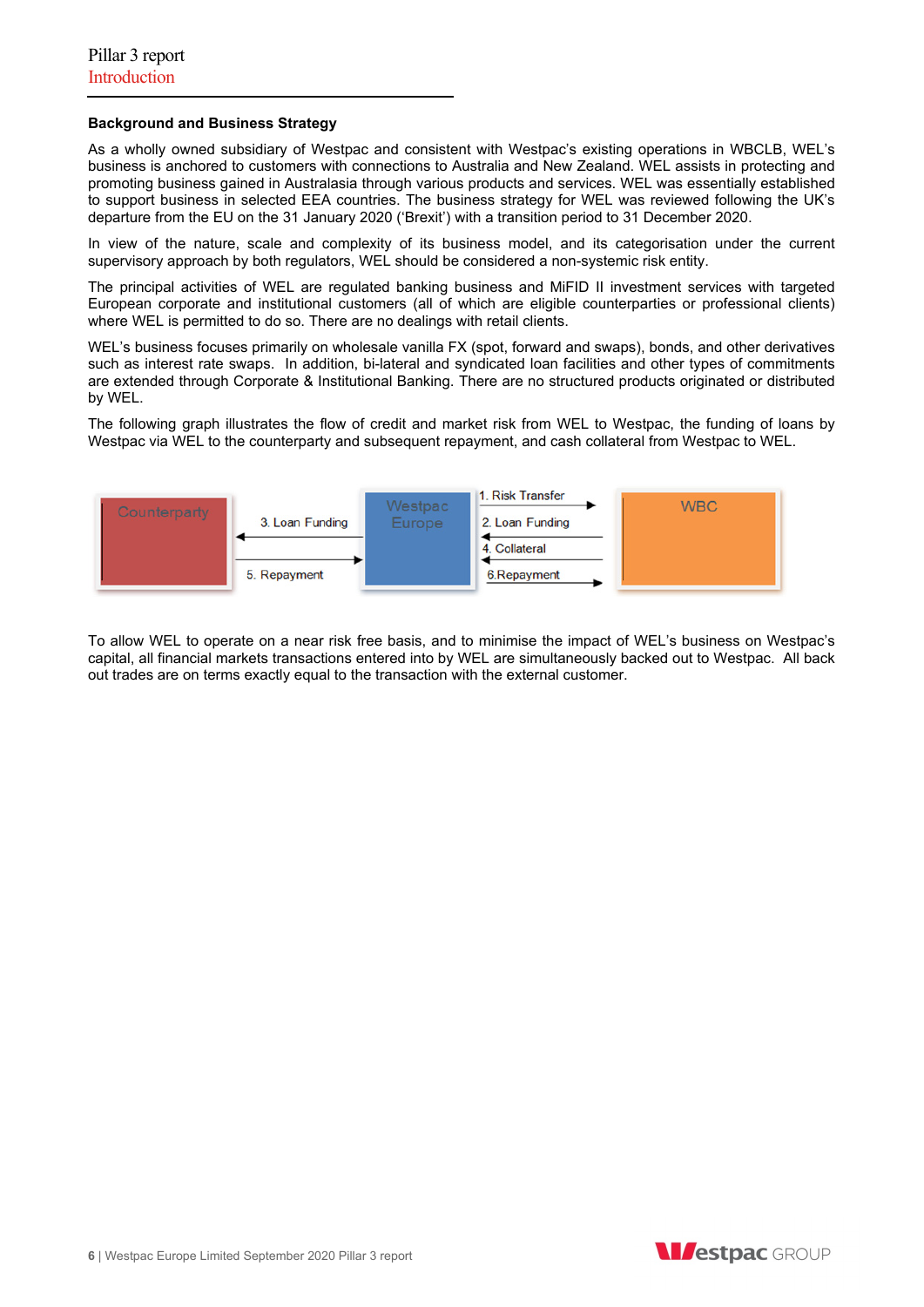## Background and Business Strategy

As a wholly owned subsidiary of Westpac and consistent with Westpac's existing operations in WBCLB, WEL's business is anchored to customers with connections to Australia and New Zealand. WEL assists in protecting and promoting business gained in Australasia through various products and services. WEL was essentially established to support business in selected EEA countries. The business strategy for WEL was reviewed following the UK's departure from the EU on the 31 January 2020 ('Brexit') with a transition period to 31 December 2020.

In view of the nature, scale and complexity of its business model, and its categorisation under the current supervisory approach by both regulators, WEL should be considered a non-systemic risk entity.

The principal activities of WEL are regulated banking business and MiFID II investment services with targeted European corporate and institutional customers (all of which are eligible counterparties or professional clients) where WEL is permitted to do so. There are no dealings with retail clients.

WEL's business focuses primarily on wholesale vanilla FX (spot, forward and swaps), bonds, and other derivatives such as interest rate swaps. In addition, bi-lateral and syndicated loan facilities and other types of commitments are extended through Corporate & Institutional Banking. There are no structured products originated or distributed by WEL.

The following graph illustrates the flow of credit and market risk from WEL to Westpac, the funding of loans by Westpac via WEL to the counterparty and subsequent repayment, and cash collateral from Westpac to WEL.

Counterparty ← 3. Loan Funding — Westpac Europe — 1. Risk Transfer → WBC

Counterparty — 5. Repayment → Westpac Europe ← 2. Loan Funding — WBC

Westpac Europe ← 4. Collateral — WBC

Westpac Europe — 6.Repayment → WBC

To allow WEL to operate on a near risk free basis, and to minimise the impact of WEL's business on Westpac's capital, all financial markets transactions entered into by WEL are simultaneously backed out to Westpac. All back out trades are on terms exactly equal to the transaction with the external customer.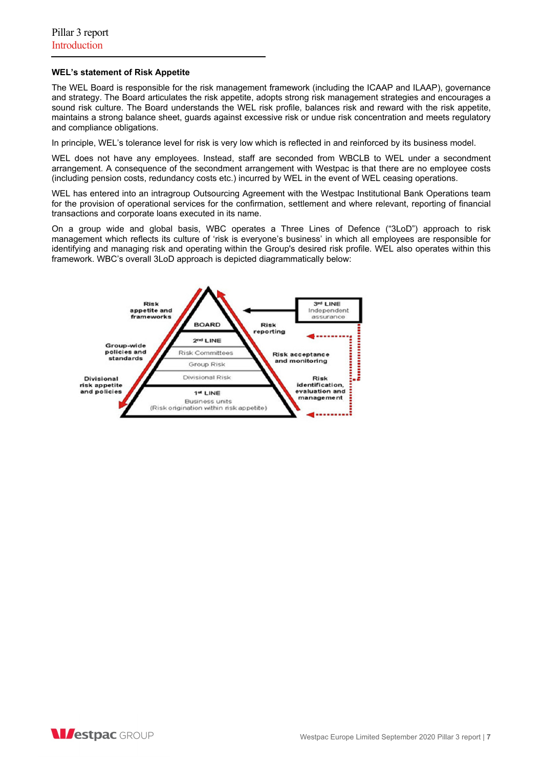**WEL's statement of Risk Appetite**

The WEL Board is responsible for the risk management framework (including the ICAAP and ILAAP), governance and strategy. The Board articulates the risk appetite, adopts strong risk management strategies and encourages a sound risk culture. The Board understands the WEL risk profile, balances risk and reward with the risk appetite, maintains a strong balance sheet, guards against excessive risk or undue risk concentration and meets regulatory and compliance obligations.

In principle, WEL's tolerance level for risk is very low which is reflected in and reinforced by its business model.

WEL does not have any employees. Instead, staff are seconded from WBCLB to WEL under a secondment arrangement. A consequence of the secondment arrangement with Westpac is that there are no employee costs (including pension costs, redundancy costs etc.) incurred by WEL in the event of WEL ceasing operations.

WEL has entered into an intragroup Outsourcing Agreement with the Westpac Institutional Bank Operations team for the provision of operational services for the confirmation, settlement and where relevant, reporting of financial transactions and corporate loans executed in its name.

On a group wide and global basis, WBC operates a Three Lines of Defence ("3LoD") approach to risk management which reflects its culture of 'risk is everyone's business' in which all employees are responsible for identifying and managing risk and operating within the Group's desired risk profile. WEL also operates within this framework. WBC's overall 3LoD approach is depicted diagrammatically below: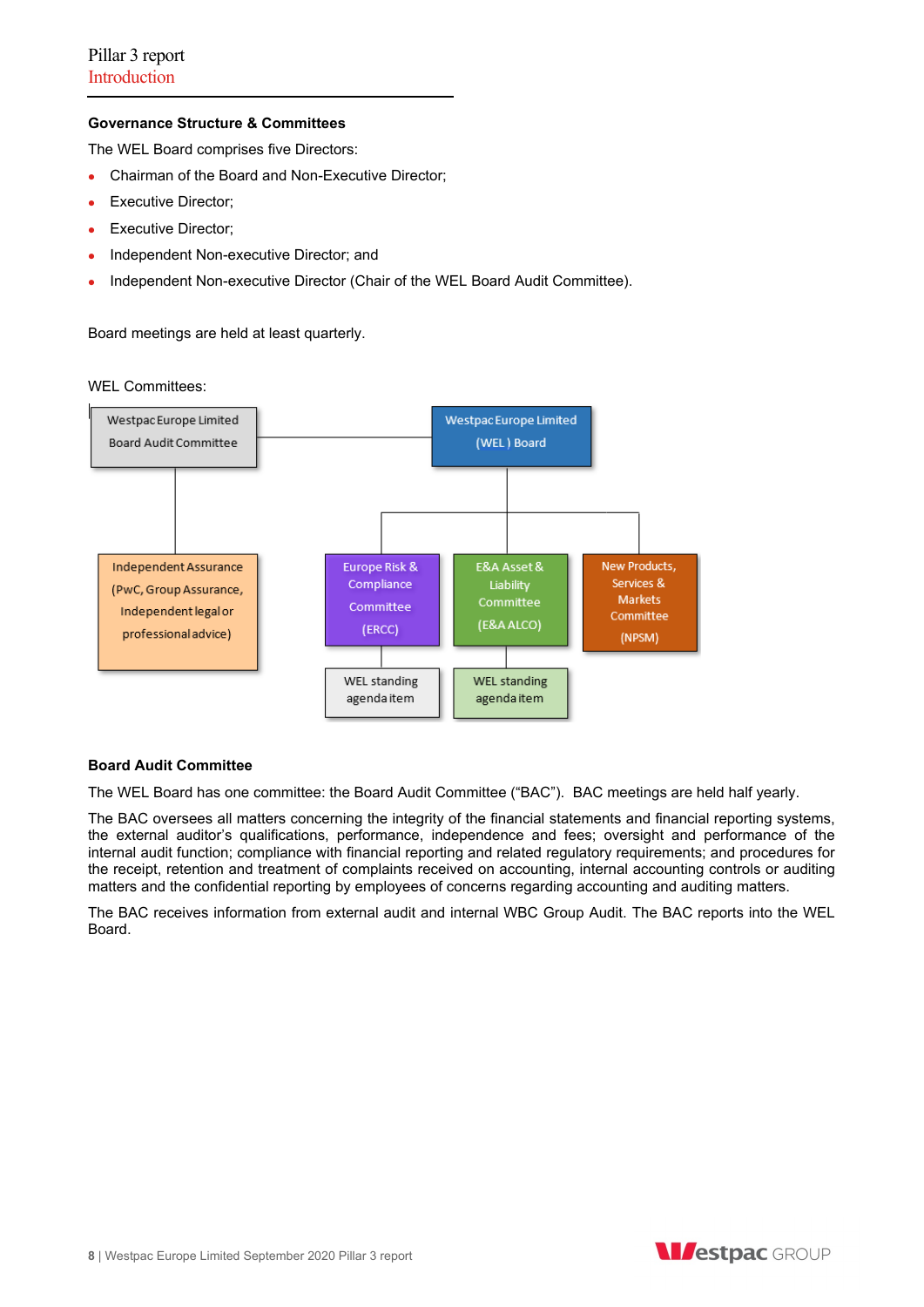## Governance Structure & Committees

The WEL Board comprises five Directors:

- Chairman of the Board and Non-Executive Director;
- Executive Director;
- Executive Director;
- Independent Non-executive Director; and
- Independent Non-executive Director (Chair of the WEL Board Audit Committee).

Board meetings are held at least quarterly.

WEL Committees:

Westpac Europe Limited Board Audit Committee

Westpac Europe Limited (WEL) Board

Independent Assurance (PwC, Group Assurance, Independent legal or professional advice)

Europe Risk & Compliance Committee (ERCC)

E&A Asset & Liability Committee (E&A ALCO)

New Products, Services & Markets Committee (NPSM)

WEL standing agenda item

WEL standing agenda item

## Board Audit Committee

The WEL Board has one committee: the Board Audit Committee ("BAC"). BAC meetings are held half yearly.

The BAC oversees all matters concerning the integrity of the financial statements and financial reporting systems, the external auditor's qualifications, performance, independence and fees; oversight and performance of the internal audit function; compliance with financial reporting and related regulatory requirements; and procedures for the receipt, retention and treatment of complaints received on accounting, internal accounting controls or auditing matters and the confidential reporting by employees of concerns regarding accounting and auditing matters.

The BAC receives information from external audit and internal WBC Group Audit. The BAC reports into the WEL Board.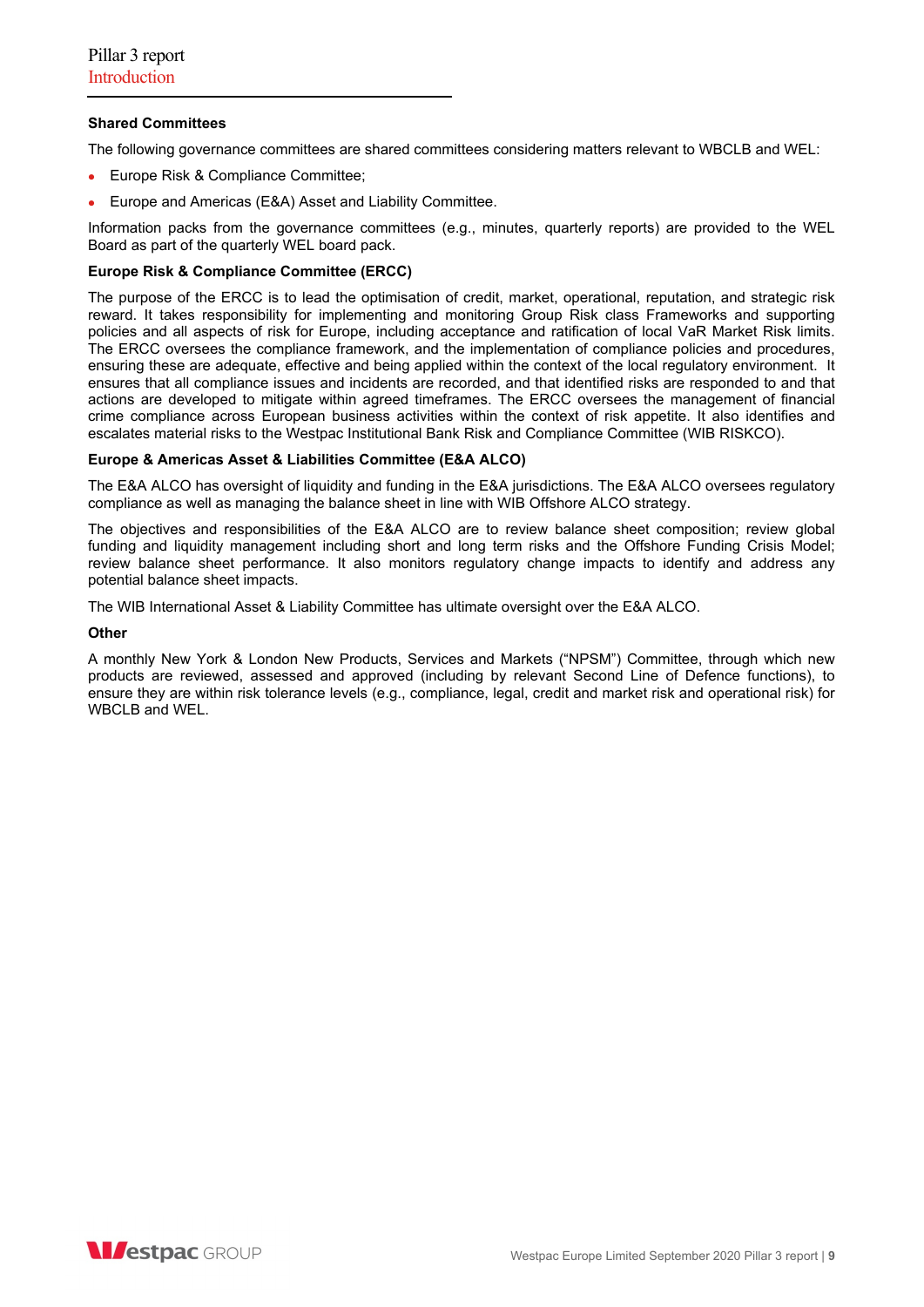### Shared Committees

The following governance committees are shared committees considering matters relevant to WBCLB and WEL:

- Europe Risk & Compliance Committee;
- Europe and Americas (E&A) Asset and Liability Committee.

Information packs from the governance committees (e.g., minutes, quarterly reports) are provided to the WEL Board as part of the quarterly WEL board pack.

### Europe Risk & Compliance Committee (ERCC)

The purpose of the ERCC is to lead the optimisation of credit, market, operational, reputation, and strategic risk reward. It takes responsibility for implementing and monitoring Group Risk class Frameworks and supporting policies and all aspects of risk for Europe, including acceptance and ratification of local VaR Market Risk limits. The ERCC oversees the compliance framework, and the implementation of compliance policies and procedures, ensuring these are adequate, effective and being applied within the context of the local regulatory environment. It ensures that all compliance issues and incidents are recorded, and that identified risks are responded to and that actions are developed to mitigate within agreed timeframes. The ERCC oversees the management of financial crime compliance across European business activities within the context of risk appetite. It also identifies and escalates material risks to the Westpac Institutional Bank Risk and Compliance Committee (WIB RISKCO).

### Europe & Americas Asset & Liabilities Committee (E&A ALCO)

The E&A ALCO has oversight of liquidity and funding in the E&A jurisdictions. The E&A ALCO oversees regulatory compliance as well as managing the balance sheet in line with WIB Offshore ALCO strategy.

The objectives and responsibilities of the E&A ALCO are to review balance sheet composition; review global funding and liquidity management including short and long term risks and the Offshore Funding Crisis Model; review balance sheet performance. It also monitors regulatory change impacts to identify and address any potential balance sheet impacts.

The WIB International Asset & Liability Committee has ultimate oversight over the E&A ALCO.

### Other

A monthly New York & London New Products, Services and Markets ("NPSM") Committee, through which new products are reviewed, assessed and approved (including by relevant Second Line of Defence functions), to ensure they are within risk tolerance levels (e.g., compliance, legal, credit and market risk and operational risk) for WBCLB and WEL.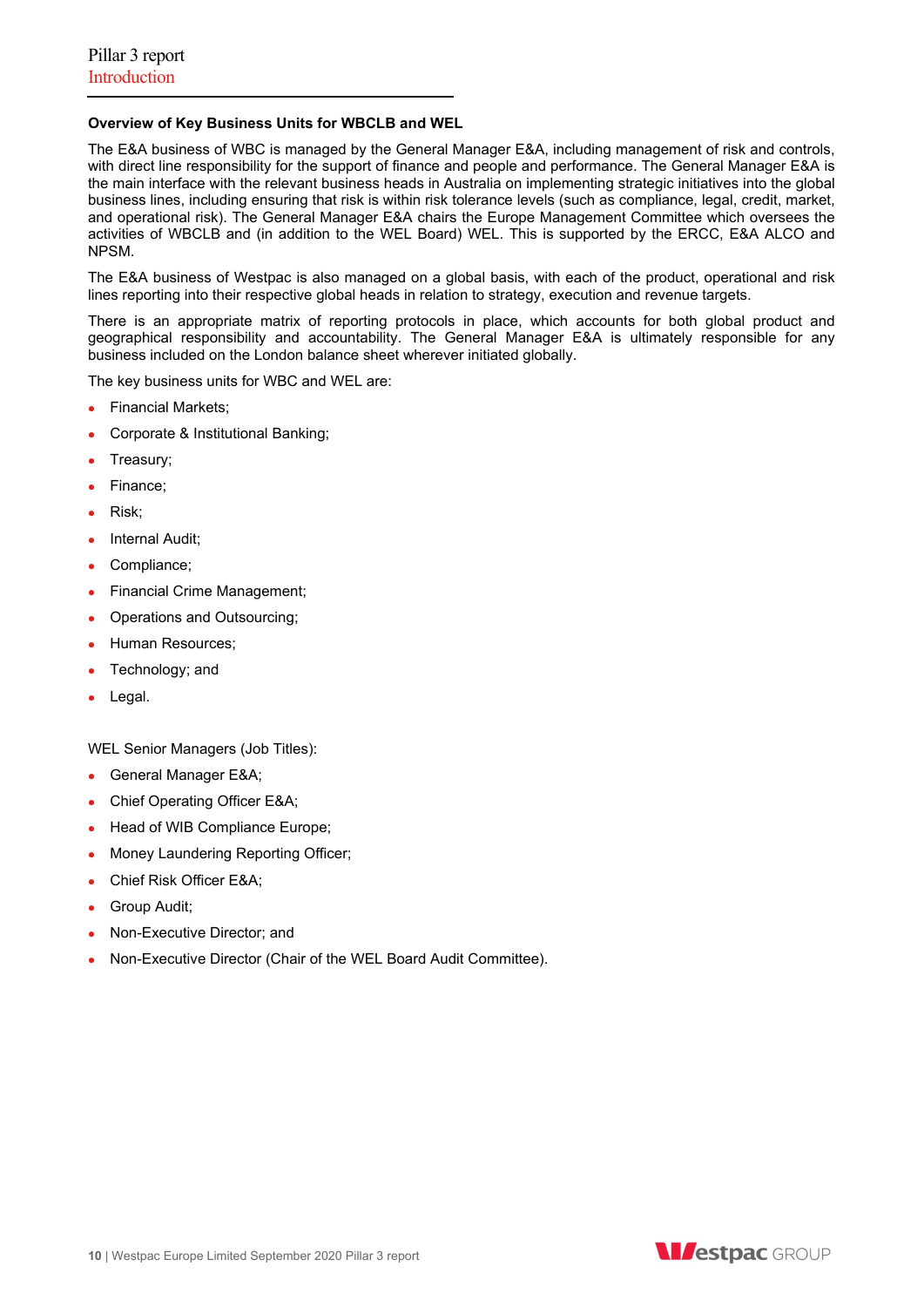### Overview of Key Business Units for WBCLB and WEL

The E&A business of WBC is managed by the General Manager E&A, including management of risk and controls, with direct line responsibility for the support of finance and people and performance. The General Manager E&A is the main interface with the relevant business heads in Australia on implementing strategic initiatives into the global business lines, including ensuring that risk is within risk tolerance levels (such as compliance, legal, credit, market, and operational risk). The General Manager E&A chairs the Europe Management Committee which oversees the activities of WBCLB and (in addition to the WEL Board) WEL. This is supported by the ERCC, E&A ALCO and NPSM.

The E&A business of Westpac is also managed on a global basis, with each of the product, operational and risk lines reporting into their respective global heads in relation to strategy, execution and revenue targets.

There is an appropriate matrix of reporting protocols in place, which accounts for both global product and geographical responsibility and accountability. The General Manager E&A is ultimately responsible for any business included on the London balance sheet wherever initiated globally.

The key business units for WBC and WEL are:

- Financial Markets;
- Corporate & Institutional Banking;
- Treasury;
- Finance;
- Risk;
- Internal Audit;
- Compliance;
- Financial Crime Management;
- Operations and Outsourcing;
- Human Resources;
- Technology; and
- Legal.

WEL Senior Managers (Job Titles):

- General Manager E&A;
- Chief Operating Officer E&A;
- Head of WIB Compliance Europe;
- Money Laundering Reporting Officer;
- Chief Risk Officer E&A;
- Group Audit;
- Non-Executive Director; and
- Non-Executive Director (Chair of the WEL Board Audit Committee).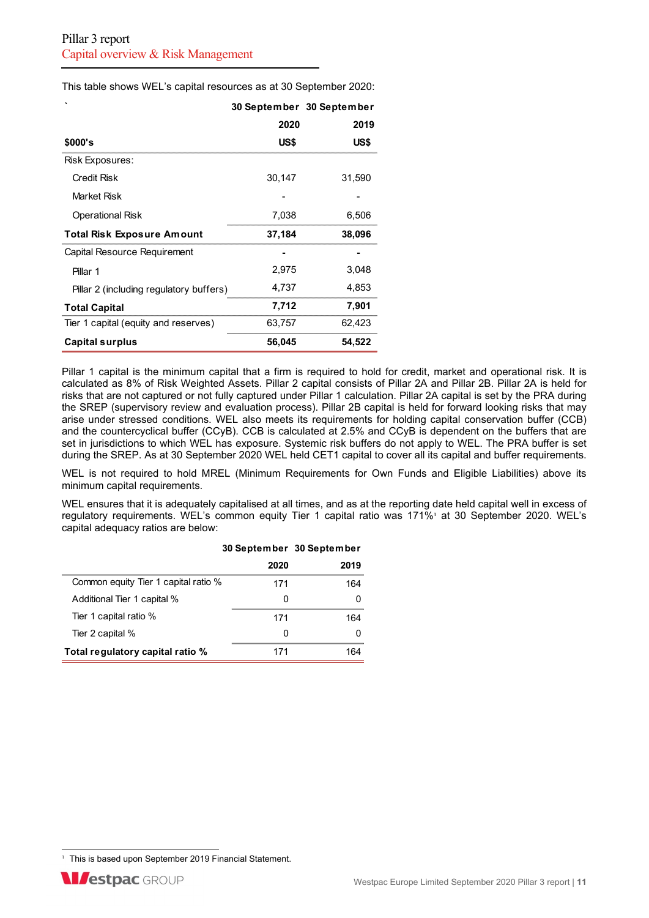This table shows WEL's capital resources as at 30 September 2020:

| $000's | 30 September 2020 US$ | 30 September 2019 US$ |
|---|---|---|
| Risk Exposures: | | |
| Credit Risk | 30,147 | 31,590 |
| Market Risk | - | - |
| Operational Risk | 7,038 | 6,506 |
| **Total Risk Exposure Amount** | **37,184** | **38,096** |
| Capital Resource Requirement | - | - |
| Pillar 1 | 2,975 | 3,048 |
| Pillar 2 (including regulatory buffers) | 4,737 | 4,853 |
| **Total Capital** | **7,712** | **7,901** |
| Tier 1 capital (equity and reserves) | 63,757 | 62,423 |
| **Capital surplus** | **56,045** | **54,522** |

Pillar 1 capital is the minimum capital that a firm is required to hold for credit, market and operational risk. It is calculated as 8% of Risk Weighted Assets. Pillar 2 capital consists of Pillar 2A and Pillar 2B. Pillar 2A is held for risks that are not captured or not fully captured under Pillar 1 calculation. Pillar 2A capital is set by the PRA during the SREP (supervisory review and evaluation process). Pillar 2B capital is held for forward looking risks that may arise under stressed conditions. WEL also meets its requirements for holding capital conservation buffer (CCB) and the countercyclical buffer (CCyB). CCB is calculated at 2.5% and CCyB is dependent on the buffers that are set in jurisdictions to which WEL has exposure. Systemic risk buffers do not apply to WEL. The PRA buffer is set during the SREP. As at 30 September 2020 WEL held CET1 capital to cover all its capital and buffer requirements.

WEL is not required to hold MREL (Minimum Requirements for Own Funds and Eligible Liabilities) above its minimum capital requirements.

WEL ensures that it is adequately capitalised at all times, and as at the reporting date held capital well in excess of regulatory requirements. WEL's common equity Tier 1 capital ratio was 171%[1] at 30 September 2020. WEL's capital adequacy ratios are below:

| | 30 September 2020 | 30 September 2019 |
|---|---|---|
| Common equity Tier 1 capital ratio % | 171 | 164 |
| Additional Tier 1 capital % | 0 | 0 |
| Tier 1 capital ratio % | 171 | 164 |
| Tier 2 capital % | 0 | 0 |
| **Total regulatory capital ratio %** | 171 | 164 |

[1] This is based upon September 2019 Financial Statement.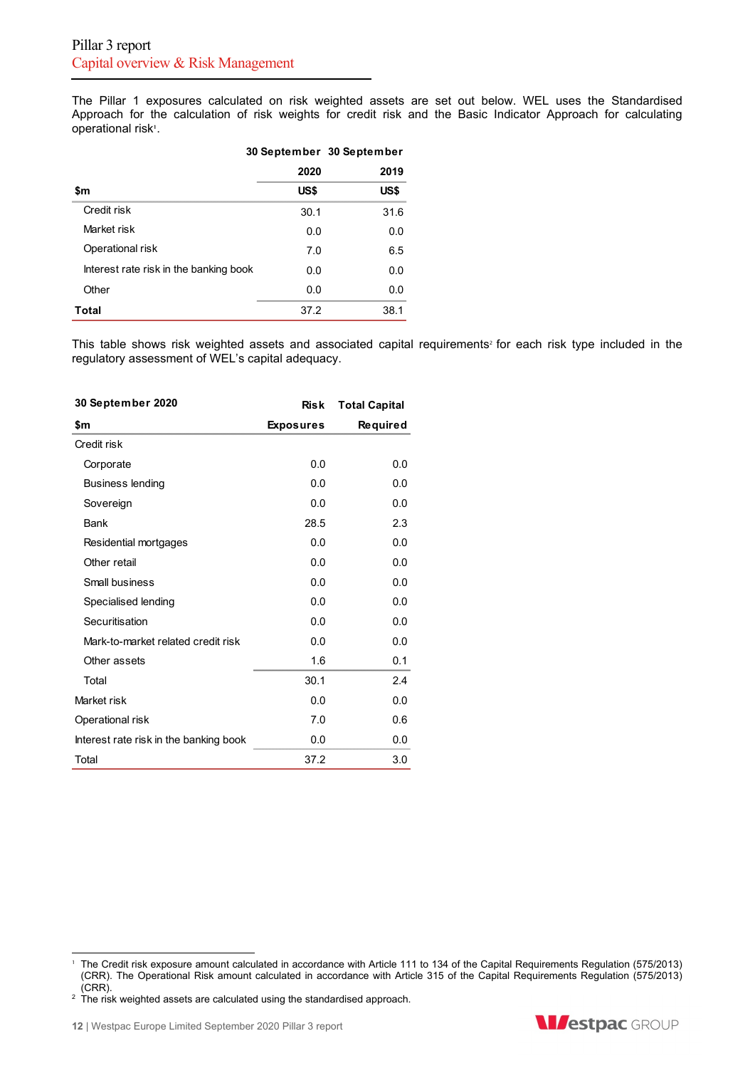# Pillar 3 report
## Capital overview & Risk Management

The Pillar 1 exposures calculated on risk weighted assets are set out below. WEL uses the Standardised Approach for the calculation of risk weights for credit risk and the Basic Indicator Approach for calculating operational risk[1].

| $m | 30 September 2020 US$ | 30 September 2019 US$ |
|---|---|---|
| Credit risk | 30.1 | 31.6 |
| Market risk | 0.0 | 0.0 |
| Operational risk | 7.0 | 6.5 |
| Interest rate risk in the banking book | 0.0 | 0.0 |
| Other | 0.0 | 0.0 |
| **Total** | 37.2 | 38.1 |

This table shows risk weighted assets and associated capital requirements[2] for each risk type included in the regulatory assessment of WEL's capital adequacy.

| 30 September 2020 $m | Risk Exposures | Total Capital Required |
|---|---|---|
| Credit risk | | |
| Corporate | 0.0 | 0.0 |
| Business lending | 0.0 | 0.0 |
| Sovereign | 0.0 | 0.0 |
| Bank | 28.5 | 2.3 |
| Residential mortgages | 0.0 | 0.0 |
| Other retail | 0.0 | 0.0 |
| Small business | 0.0 | 0.0 |
| Specialised lending | 0.0 | 0.0 |
| Securitisation | 0.0 | 0.0 |
| Mark-to-market related credit risk | 0.0 | 0.0 |
| Other assets | 1.6 | 0.1 |
| Total | 30.1 | 2.4 |
| Market risk | 0.0 | 0.0 |
| Operational risk | 7.0 | 0.6 |
| Interest rate risk in the banking book | 0.0 | 0.0 |
| Total | 37.2 | 3.0 |

[1] The Credit risk exposure amount calculated in accordance with Article 111 to 134 of the Capital Requirements Regulation (575/2013) (CRR). The Operational Risk amount calculated in accordance with Article 315 of the Capital Requirements Regulation (575/2013) (CRR).

[2] The risk weighted assets are calculated using the standardised approach.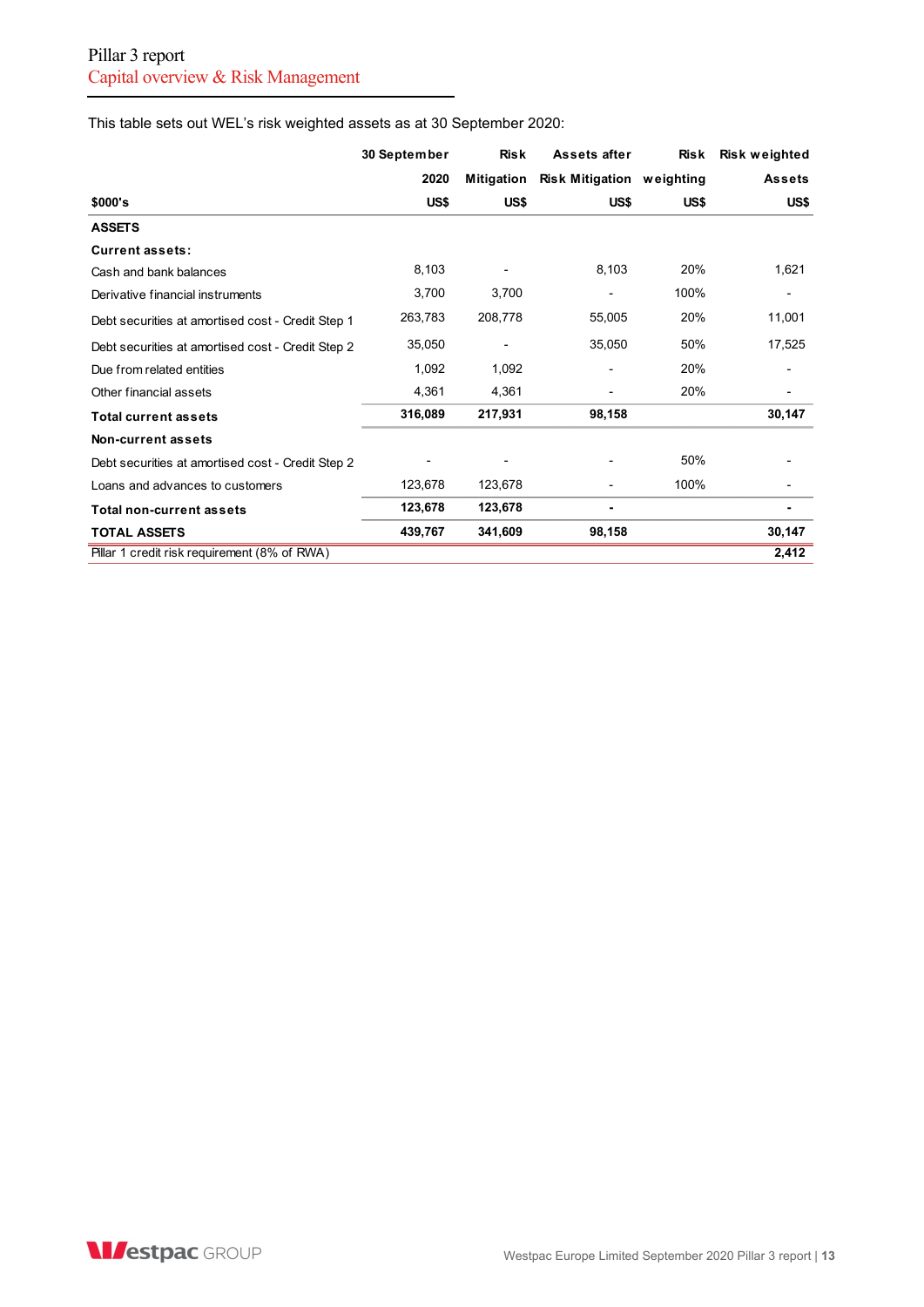This table sets out WEL's risk weighted assets as at 30 September 2020:

| $000's | 30 September 2020 US$ | Risk Mitigation US$ | Assets after Risk Mitigation US$ | Risk weighting US$ | Risk weighted Assets US$ |
|---|---|---|---|---|---|
| **ASSETS** | | | | | |
| **Current assets:** | | | | | |
| Cash and bank balances | 8,103 | - | 8,103 | 20% | 1,621 |
| Derivative financial instruments | 3,700 | 3,700 | - | 100% | - |
| Debt securities at amortised cost - Credit Step 1 | 263,783 | 208,778 | 55,005 | 20% | 11,001 |
| Debt securities at amortised cost - Credit Step 2 | 35,050 | - | 35,050 | 50% | 17,525 |
| Due from related entities | 1,092 | 1,092 | - | 20% | - |
| Other financial assets | 4,361 | 4,361 | - | 20% | - |
| **Total current assets** | **316,089** | **217,931** | **98,158** | | **30,147** |
| **Non-current assets** | | | | | |
| Debt securities at amortised cost - Credit Step 2 | - | - | - | 50% | - |
| Loans and advances to customers | 123,678 | 123,678 | - | 100% | - |
| **Total non-current assets** | **123,678** | **123,678** | **-** | | **-** |
| **TOTAL ASSETS** | **439,767** | **341,609** | **98,158** | | **30,147** |
| Pillar 1 credit risk requirement (8% of RWA) | | | | | **2,412** |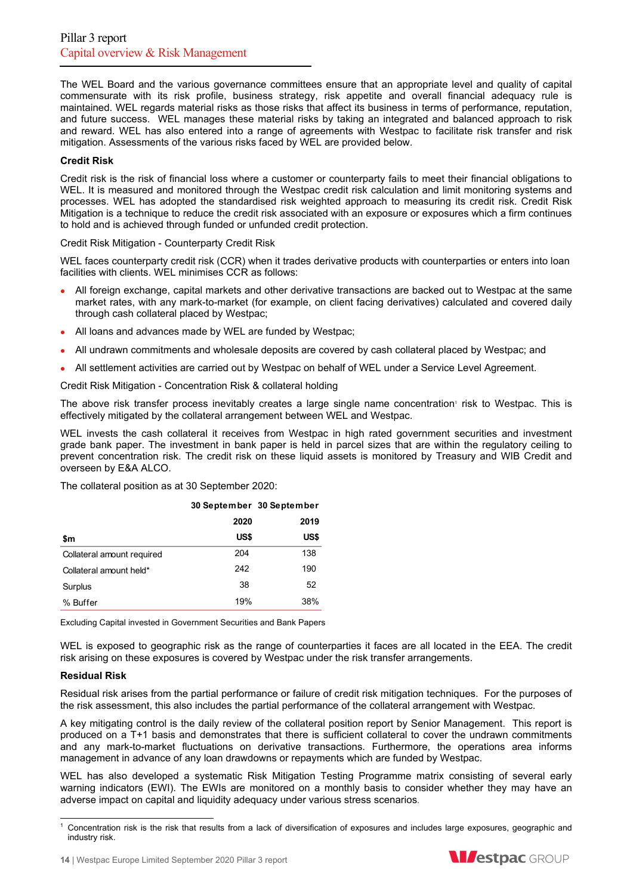The WEL Board and the various governance committees ensure that an appropriate level and quality of capital commensurate with its risk profile, business strategy, risk appetite and overall financial adequacy rule is maintained. WEL regards material risks as those risks that affect its business in terms of performance, reputation, and future success. WEL manages these material risks by taking an integrated and balanced approach to risk and reward. WEL has also entered into a range of agreements with Westpac to facilitate risk transfer and risk mitigation. Assessments of the various risks faced by WEL are provided below.

**Credit Risk**

Credit risk is the risk of financial loss where a customer or counterparty fails to meet their financial obligations to WEL. It is measured and monitored through the Westpac credit risk calculation and limit monitoring systems and processes. WEL has adopted the standardised risk weighted approach to measuring its credit risk. Credit Risk Mitigation is a technique to reduce the credit risk associated with an exposure or exposures which a firm continues to hold and is achieved through funded or unfunded credit protection.

Credit Risk Mitigation - Counterparty Credit Risk

WEL faces counterparty credit risk (CCR) when it trades derivative products with counterparties or enters into loan facilities with clients. WEL minimises CCR as follows:

- All foreign exchange, capital markets and other derivative transactions are backed out to Westpac at the same market rates, with any mark-to-market (for example, on client facing derivatives) calculated and covered daily through cash collateral placed by Westpac;
- All loans and advances made by WEL are funded by Westpac;
- All undrawn commitments and wholesale deposits are covered by cash collateral placed by Westpac; and
- All settlement activities are carried out by Westpac on behalf of WEL under a Service Level Agreement.

Credit Risk Mitigation - Concentration Risk & collateral holding

The above risk transfer process inevitably creates a large single name concentration[1] risk to Westpac. This is effectively mitigated by the collateral arrangement between WEL and Westpac.

WEL invests the cash collateral it receives from Westpac in high rated government securities and investment grade bank paper. The investment in bank paper is held in parcel sizes that are within the regulatory ceiling to prevent concentration risk. The credit risk on these liquid assets is monitored by Treasury and WIB Credit and overseen by E&A ALCO.

The collateral position as at 30 September 2020:

| $m | 30 September 2020 US$ | 30 September 2019 US$ |
|---|---|---|
| Collateral amount required | 204 | 138 |
| Collateral amount held* | 242 | 190 |
| Surplus | 38 | 52 |
| % Buffer | 19% | 38% |

Excluding Capital invested in Government Securities and Bank Papers

WEL is exposed to geographic risk as the range of counterparties it faces are all located in the EEA. The credit risk arising on these exposures is covered by Westpac under the risk transfer arrangements.

**Residual Risk**

Residual risk arises from the partial performance or failure of credit risk mitigation techniques. For the purposes of the risk assessment, this also includes the partial performance of the collateral arrangement with Westpac.

A key mitigating control is the daily review of the collateral position report by Senior Management. This report is produced on a T+1 basis and demonstrates that there is sufficient collateral to cover the undrawn commitments and any mark-to-market fluctuations on derivative transactions. Furthermore, the operations area informs management in advance of any loan drawdowns or repayments which are funded by Westpac.

WEL has also developed a systematic Risk Mitigation Testing Programme matrix consisting of several early warning indicators (EWI). The EWIs are monitored on a monthly basis to consider whether they may have an adverse impact on capital and liquidity adequacy under various stress scenarios.

---

[1] Concentration risk is the risk that results from a lack of diversification of exposures and includes large exposures, geographic and industry risk.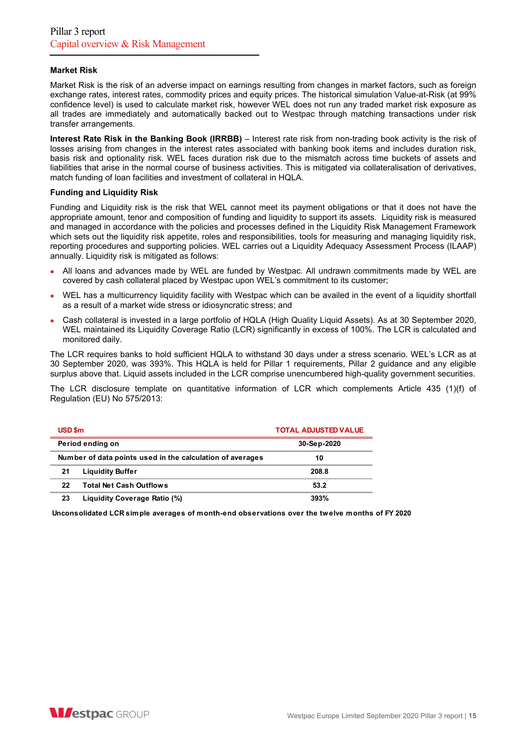### Market Risk

Market Risk is the risk of an adverse impact on earnings resulting from changes in market factors, such as foreign exchange rates, interest rates, commodity prices and equity prices. The historical simulation Value-at-Risk (at 99% confidence level) is used to calculate market risk, however WEL does not run any traded market risk exposure as all trades are immediately and automatically backed out to Westpac through matching transactions under risk transfer arrangements.

**Interest Rate Risk in the Banking Book (IRRBB)** – Interest rate risk from non-trading book activity is the risk of losses arising from changes in the interest rates associated with banking book items and includes duration risk, basis risk and optionality risk. WEL faces duration risk due to the mismatch across time buckets of assets and liabilities that arise in the normal course of business activities. This is mitigated via collateralisation of derivatives, match funding of loan facilities and investment of collateral in HQLA.

### Funding and Liquidity Risk

Funding and Liquidity risk is the risk that WEL cannot meet its payment obligations or that it does not have the appropriate amount, tenor and composition of funding and liquidity to support its assets. Liquidity risk is measured and managed in accordance with the policies and processes defined in the Liquidity Risk Management Framework which sets out the liquidity risk appetite, roles and responsibilities, tools for measuring and managing liquidity risk, reporting procedures and supporting policies. WEL carries out a Liquidity Adequacy Assessment Process (ILAAP) annually. Liquidity risk is mitigated as follows:

- All loans and advances made by WEL are funded by Westpac. All undrawn commitments made by WEL are covered by cash collateral placed by Westpac upon WEL's commitment to its customer;
- WEL has a multicurrency liquidity facility with Westpac which can be availed in the event of a liquidity shortfall as a result of a market wide stress or idiosyncratic stress; and
- Cash collateral is invested in a large portfolio of HQLA (High Quality Liquid Assets). As at 30 September 2020, WEL maintained its Liquidity Coverage Ratio (LCR) significantly in excess of 100%. The LCR is calculated and monitored daily.

The LCR requires banks to hold sufficient HQLA to withstand 30 days under a stress scenario. WEL's LCR as at 30 September 2020, was 393%. This HQLA is held for Pillar 1 requirements, Pillar 2 guidance and any eligible surplus above that. Liquid assets included in the LCR comprise unencumbered high-quality government securities.

The LCR disclosure template on quantitative information of LCR which complements Article 435 (1)(f) of Regulation (EU) No 575/2013:

| USD $m | | TOTAL ADJUSTED VALUE |
|---|---|---|
| Period ending on | | 30-Sep-2020 |
| Number of data points used in the calculation of averages | | 10 |
| 21 | Liquidity Buffer | 208.8 |
| 22 | Total Net Cash Outflows | 53.2 |
| 23 | Liquidity Coverage Ratio (%) | 393% |

**Unconsolidated LCR simple averages of month-end observations over the twelve months of FY 2020**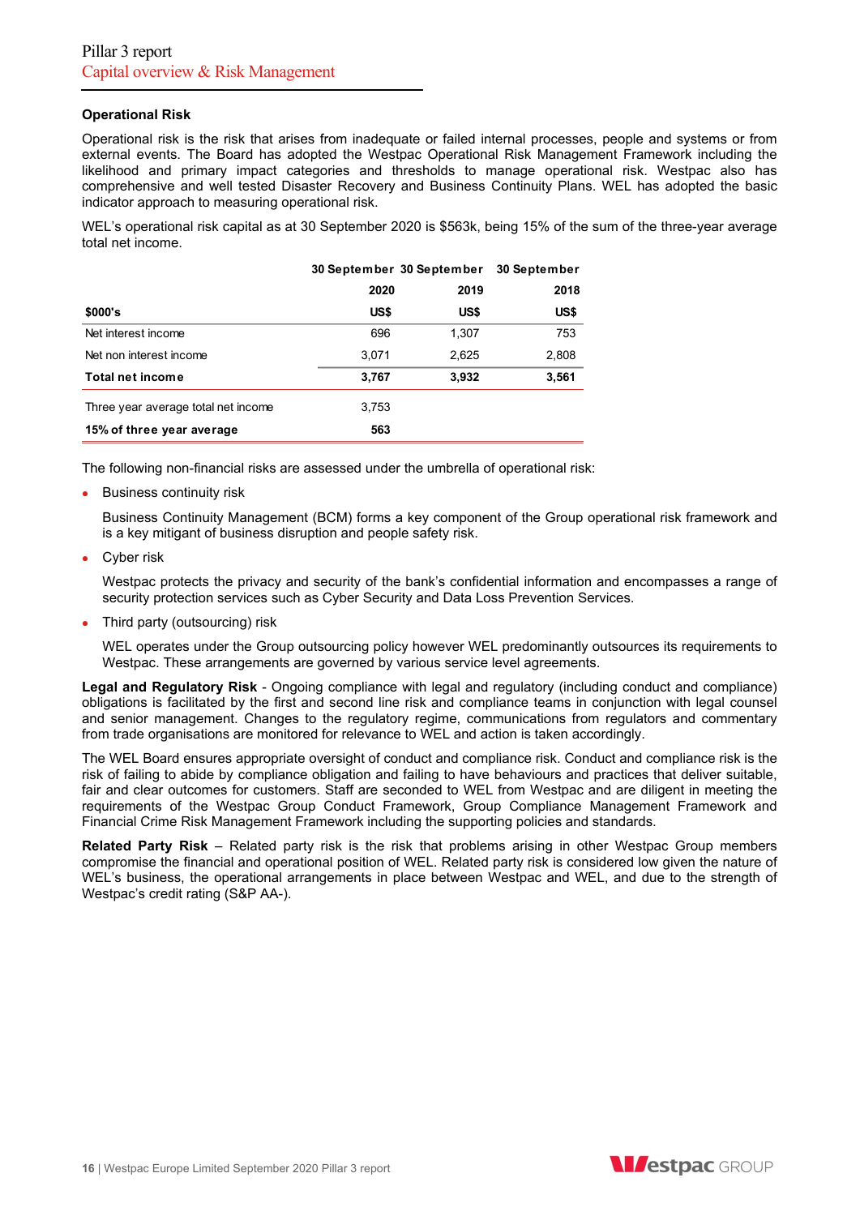### Operational Risk

Operational risk is the risk that arises from inadequate or failed internal processes, people and systems or from external events. The Board has adopted the Westpac Operational Risk Management Framework including the likelihood and primary impact categories and thresholds to manage operational risk. Westpac also has comprehensive and well tested Disaster Recovery and Business Continuity Plans. WEL has adopted the basic indicator approach to measuring operational risk.

WEL's operational risk capital as at 30 September 2020 is $563k, being 15% of the sum of the three-year average total net income.

| $000's | 30 September 2020 US$ | 30 September 2019 US$ | 30 September 2018 US$ |
|---|---|---|---|
| Net interest income | 696 | 1,307 | 753 |
| Net non interest income | 3,071 | 2,625 | 2,808 |
| **Total net income** | **3,767** | **3,932** | **3,561** |
| Three year average total net income | 3,753 | | |
| **15% of three year average** | **563** | | |

The following non-financial risks are assessed under the umbrella of operational risk:

- Business continuity risk

  Business Continuity Management (BCM) forms a key component of the Group operational risk framework and is a key mitigant of business disruption and people safety risk.

- Cyber risk

  Westpac protects the privacy and security of the bank's confidential information and encompasses a range of security protection services such as Cyber Security and Data Loss Prevention Services.

- Third party (outsourcing) risk

  WEL operates under the Group outsourcing policy however WEL predominantly outsources its requirements to Westpac. These arrangements are governed by various service level agreements.

**Legal and Regulatory Risk** - Ongoing compliance with legal and regulatory (including conduct and compliance) obligations is facilitated by the first and second line risk and compliance teams in conjunction with legal counsel and senior management. Changes to the regulatory regime, communications from regulators and commentary from trade organisations are monitored for relevance to WEL and action is taken accordingly.

The WEL Board ensures appropriate oversight of conduct and compliance risk. Conduct and compliance risk is the risk of failing to abide by compliance obligation and failing to have behaviours and practices that deliver suitable, fair and clear outcomes for customers. Staff are seconded to WEL from Westpac and are diligent in meeting the requirements of the Westpac Group Conduct Framework, Group Compliance Management Framework and Financial Crime Risk Management Framework including the supporting policies and standards.

**Related Party Risk** – Related party risk is the risk that problems arising in other Westpac Group members compromise the financial and operational position of WEL. Related party risk is considered low given the nature of WEL's business, the operational arrangements in place between Westpac and WEL, and due to the strength of Westpac's credit rating (S&P AA-).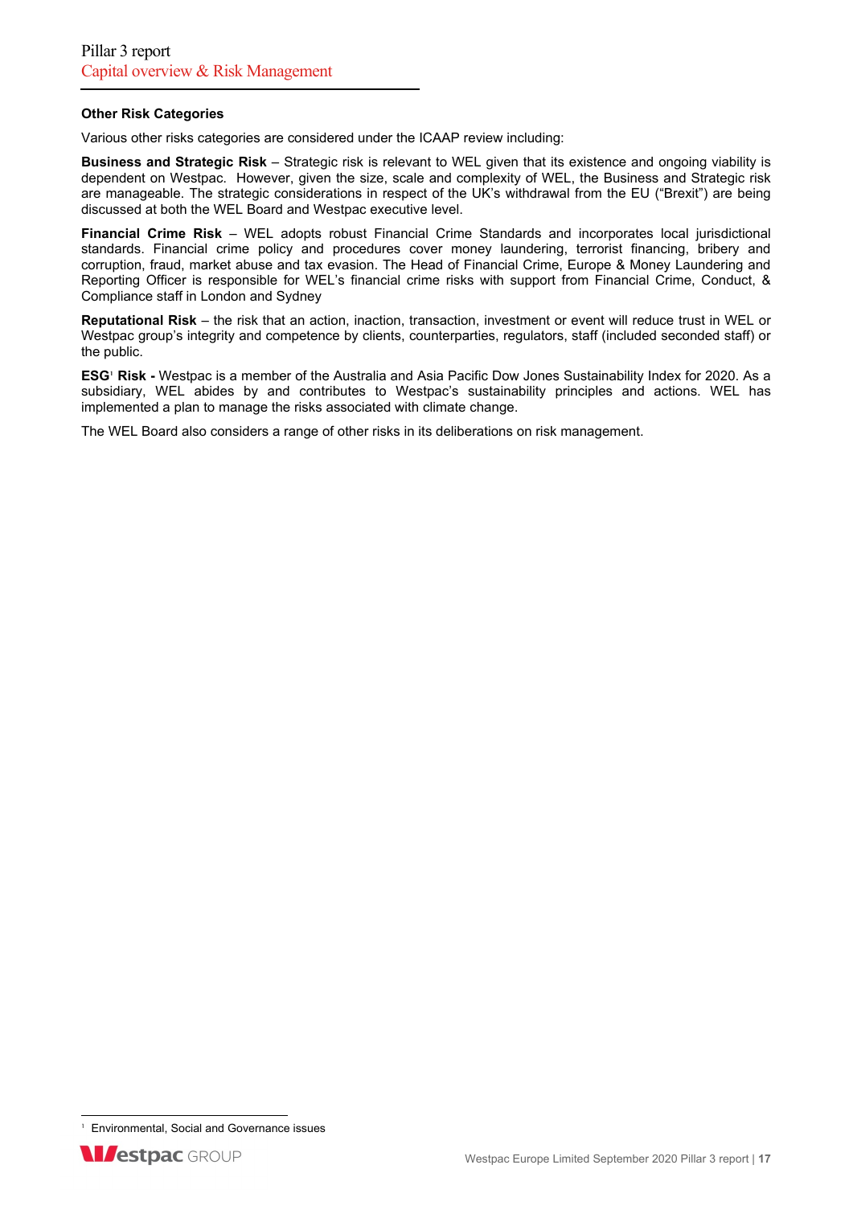**Other Risk Categories**

Various other risks categories are considered under the ICAAP review including:

**Business and Strategic Risk** – Strategic risk is relevant to WEL given that its existence and ongoing viability is dependent on Westpac. However, given the size, scale and complexity of WEL, the Business and Strategic risk are manageable. The strategic considerations in respect of the UK's withdrawal from the EU ("Brexit") are being discussed at both the WEL Board and Westpac executive level.

**Financial Crime Risk** – WEL adopts robust Financial Crime Standards and incorporates local jurisdictional standards. Financial crime policy and procedures cover money laundering, terrorist financing, bribery and corruption, fraud, market abuse and tax evasion. The Head of Financial Crime, Europe & Money Laundering and Reporting Officer is responsible for WEL's financial crime risks with support from Financial Crime, Conduct, & Compliance staff in London and Sydney

**Reputational Risk** – the risk that an action, inaction, transaction, investment or event will reduce trust in WEL or Westpac group's integrity and competence by clients, counterparties, regulators, staff (included seconded staff) or the public.

**ESG[1] Risk -** Westpac is a member of the Australia and Asia Pacific Dow Jones Sustainability Index for 2020. As a subsidiary, WEL abides by and contributes to Westpac's sustainability principles and actions. WEL has implemented a plan to manage the risks associated with climate change.

The WEL Board also considers a range of other risks in its deliberations on risk management.

[1] Environmental, Social and Governance issues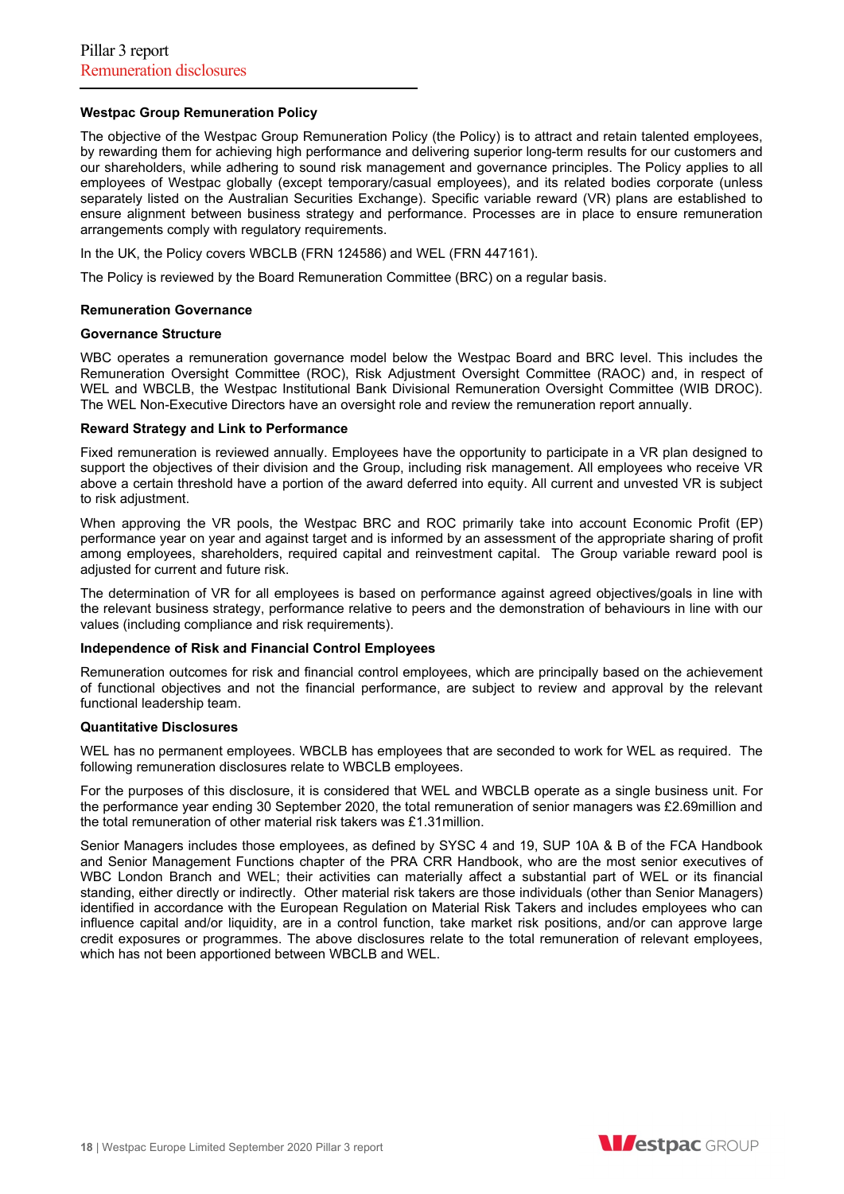## Westpac Group Remuneration Policy

The objective of the Westpac Group Remuneration Policy (the Policy) is to attract and retain talented employees, by rewarding them for achieving high performance and delivering superior long-term results for our customers and our shareholders, while adhering to sound risk management and governance principles. The Policy applies to all employees of Westpac globally (except temporary/casual employees), and its related bodies corporate (unless separately listed on the Australian Securities Exchange). Specific variable reward (VR) plans are established to ensure alignment between business strategy and performance. Processes are in place to ensure remuneration arrangements comply with regulatory requirements.

In the UK, the Policy covers WBCLB (FRN 124586) and WEL (FRN 447161).

The Policy is reviewed by the Board Remuneration Committee (BRC) on a regular basis.

## Remuneration Governance

### Governance Structure

WBC operates a remuneration governance model below the Westpac Board and BRC level. This includes the Remuneration Oversight Committee (ROC), Risk Adjustment Oversight Committee (RAOC) and, in respect of WEL and WBCLB, the Westpac Institutional Bank Divisional Remuneration Oversight Committee (WIB DROC). The WEL Non-Executive Directors have an oversight role and review the remuneration report annually.

### Reward Strategy and Link to Performance

Fixed remuneration is reviewed annually. Employees have the opportunity to participate in a VR plan designed to support the objectives of their division and the Group, including risk management. All employees who receive VR above a certain threshold have a portion of the award deferred into equity. All current and unvested VR is subject to risk adjustment.

When approving the VR pools, the Westpac BRC and ROC primarily take into account Economic Profit (EP) performance year on year and against target and is informed by an assessment of the appropriate sharing of profit among employees, shareholders, required capital and reinvestment capital. The Group variable reward pool is adjusted for current and future risk.

The determination of VR for all employees is based on performance against agreed objectives/goals in line with the relevant business strategy, performance relative to peers and the demonstration of behaviours in line with our values (including compliance and risk requirements).

### Independence of Risk and Financial Control Employees

Remuneration outcomes for risk and financial control employees, which are principally based on the achievement of functional objectives and not the financial performance, are subject to review and approval by the relevant functional leadership team.

### Quantitative Disclosures

WEL has no permanent employees. WBCLB has employees that are seconded to work for WEL as required. The following remuneration disclosures relate to WBCLB employees.

For the purposes of this disclosure, it is considered that WEL and WBCLB operate as a single business unit. For the performance year ending 30 September 2020, the total remuneration of senior managers was £2.69million and the total remuneration of other material risk takers was £1.31million.

Senior Managers includes those employees, as defined by SYSC 4 and 19, SUP 10A & B of the FCA Handbook and Senior Management Functions chapter of the PRA CRR Handbook, who are the most senior executives of WBC London Branch and WEL; their activities can materially affect a substantial part of WEL or its financial standing, either directly or indirectly. Other material risk takers are those individuals (other than Senior Managers) identified in accordance with the European Regulation on Material Risk Takers and includes employees who can influence capital and/or liquidity, are in a control function, take market risk positions, and/or can approve large credit exposures or programmes. The above disclosures relate to the total remuneration of relevant employees, which has not been apportioned between WBCLB and WEL.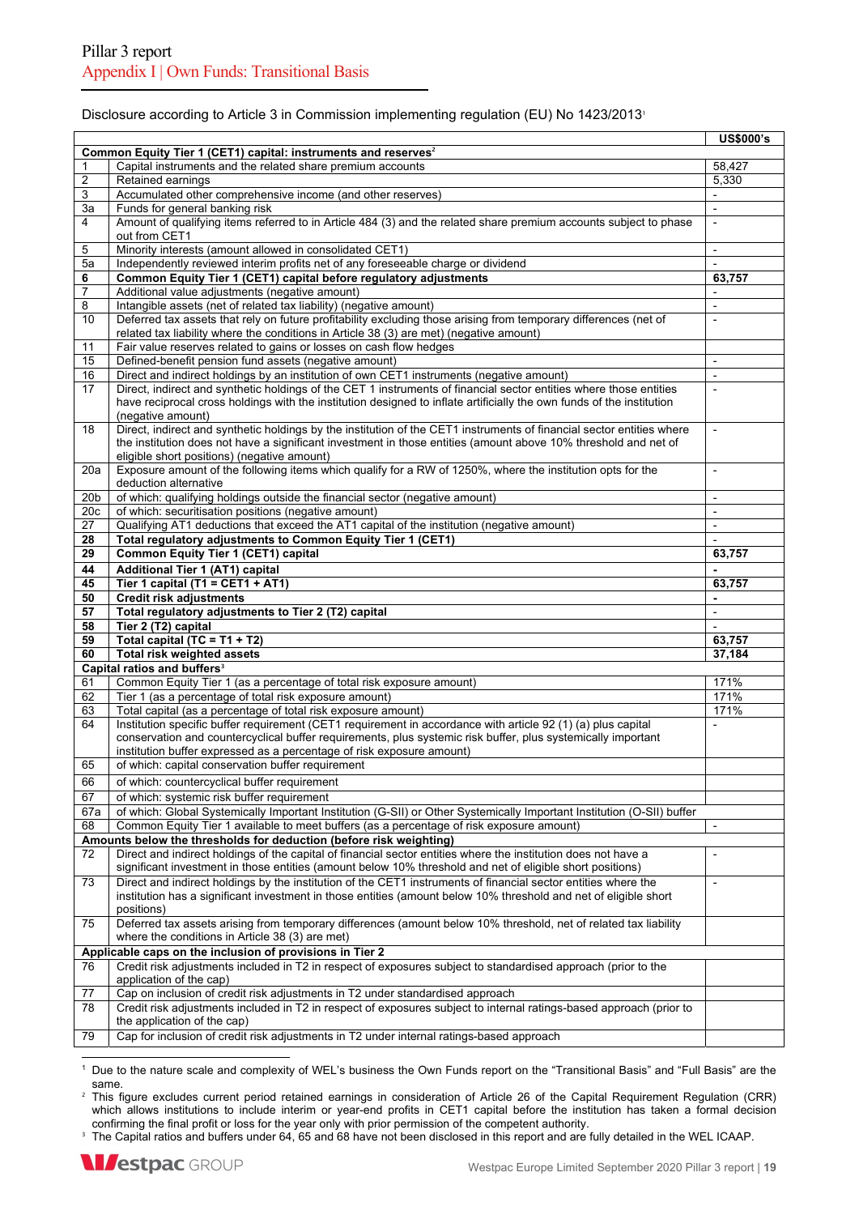# Pillar 3 report
## Appendix I | Own Funds: Transitional Basis

Disclosure according to Article 3 in Commission implementing regulation (EU) No 1423/2013[1]

| | | US$000's |
|---|---|---|
| **Common Equity Tier 1 (CET1) capital: instruments and reserves[2]** | | |
| 1 | Capital instruments and the related share premium accounts | 58,427 |
| 2 | Retained earnings | 5,330 |
| 3 | Accumulated other comprehensive income (and other reserves) | - |
| 3a | Funds for general banking risk | - |
| 4 | Amount of qualifying items referred to in Article 484 (3) and the related share premium accounts subject to phase out from CET1 | - |
| 5 | Minority interests (amount allowed in consolidated CET1) | - |
| 5a | Independently reviewed interim profits net of any foreseeable charge or dividend | - |
| **6** | **Common Equity Tier 1 (CET1) capital before regulatory adjustments** | **63,757** |
| 7 | Additional value adjustments (negative amount) | - |
| 8 | Intangible assets (net of related tax liability) (negative amount) | - |
| 10 | Deferred tax assets that rely on future profitability excluding those arising from temporary differences (net of related tax liability where the conditions in Article 38 (3) are met) (negative amount) | - |
| 11 | Fair value reserves related to gains or losses on cash flow hedges | |
| 15 | Defined-benefit pension fund assets (negative amount) | - |
| 16 | Direct and indirect holdings by an institution of own CET1 instruments (negative amount) | - |
| 17 | Direct, indirect and synthetic holdings of the CET 1 instruments of financial sector entities where those entities have reciprocal cross holdings with the institution designed to inflate artificially the own funds of the institution (negative amount) | - |
| 18 | Direct, indirect and synthetic holdings by the institution of the CET1 instruments of financial sector entities where the institution does not have a significant investment in those entities (amount above 10% threshold and net of eligible short positions) (negative amount) | - |
| 20a | Exposure amount of the following items which qualify for a RW of 1250%, where the institution opts for the deduction alternative | - |
| 20b | of which: qualifying holdings outside the financial sector (negative amount) | - |
| 20c | of which: securitisation positions (negative amount) | - |
| 27 | Qualifying AT1 deductions that exceed the AT1 capital of the institution (negative amount) | - |
| **28** | **Total regulatory adjustments to Common Equity Tier 1 (CET1)** | - |
| **29** | **Common Equity Tier 1 (CET1) capital** | **63,757** |
| **44** | **Additional Tier 1 (AT1) capital** | **-** |
| **45** | **Tier 1 capital (T1 = CET1 + AT1)** | **63,757** |
| **50** | **Credit risk adjustments** | **-** |
| **57** | **Total regulatory adjustments to Tier 2 (T2) capital** | - |
| **58** | **Tier 2 (T2) capital** | - |
| **59** | **Total capital (TC = T1 + T2)** | **63,757** |
| **60** | **Total risk weighted assets** | **37,184** |
| **Capital ratios and buffers[3]** | | |
| 61 | Common Equity Tier 1 (as a percentage of total risk exposure amount) | 171% |
| 62 | Tier 1 (as a percentage of total risk exposure amount) | 171% |
| 63 | Total capital (as a percentage of total risk exposure amount) | 171% |
| 64 | Institution specific buffer requirement (CET1 requirement in accordance with article 92 (1) (a) plus capital conservation and countercyclical buffer requirements, plus systemic risk buffer, plus systemically important institution buffer expressed as a percentage of risk exposure amount) | - |
| 65 | of which: capital conservation buffer requirement | |
| 66 | of which: countercyclical buffer requirement | |
| 67 | of which: systemic risk buffer requirement | |
| 67a | of which: Global Systemically Important Institution (G-SII) or Other Systemically Important Institution (O-SII) buffer | |
| 68 | Common Equity Tier 1 available to meet buffers (as a percentage of risk exposure amount) | - |
| **Amounts below the thresholds for deduction (before risk weighting)** | | |
| 72 | Direct and indirect holdings of the capital of financial sector entities where the institution does not have a significant investment in those entities (amount below 10% threshold and net of eligible short positions) | - |
| 73 | Direct and indirect holdings by the institution of the CET1 instruments of financial sector entities where the institution has a significant investment in those entities (amount below 10% threshold and net of eligible short positions) | - |
| 75 | Deferred tax assets arising from temporary differences (amount below 10% threshold, net of related tax liability where the conditions in Article 38 (3) are met) | |
| **Applicable caps on the inclusion of provisions in Tier 2** | | |
| 76 | Credit risk adjustments included in T2 in respect of exposures subject to standardised approach (prior to the application of the cap) | |
| 77 | Cap on inclusion of credit risk adjustments in T2 under standardised approach | |
| 78 | Credit risk adjustments included in T2 in respect of exposures subject to internal ratings-based approach (prior to the application of the cap) | |
| 79 | Cap for inclusion of credit risk adjustments in T2 under internal ratings-based approach | |

[1] Due to the nature scale and complexity of WEL's business the Own Funds report on the "Transitional Basis" and "Full Basis" are the same.

[2] This figure excludes current period retained earnings in consideration of Article 26 of the Capital Requirement Regulation (CRR) which allows institutions to include interim or year-end profits in CET1 capital before the institution has taken a formal decision confirming the final profit or loss for the year only with prior permission of the competent authority.

[3] The Capital ratios and buffers under 64, 65 and 68 have not been disclosed in this report and are fully detailed in the WEL ICAAP.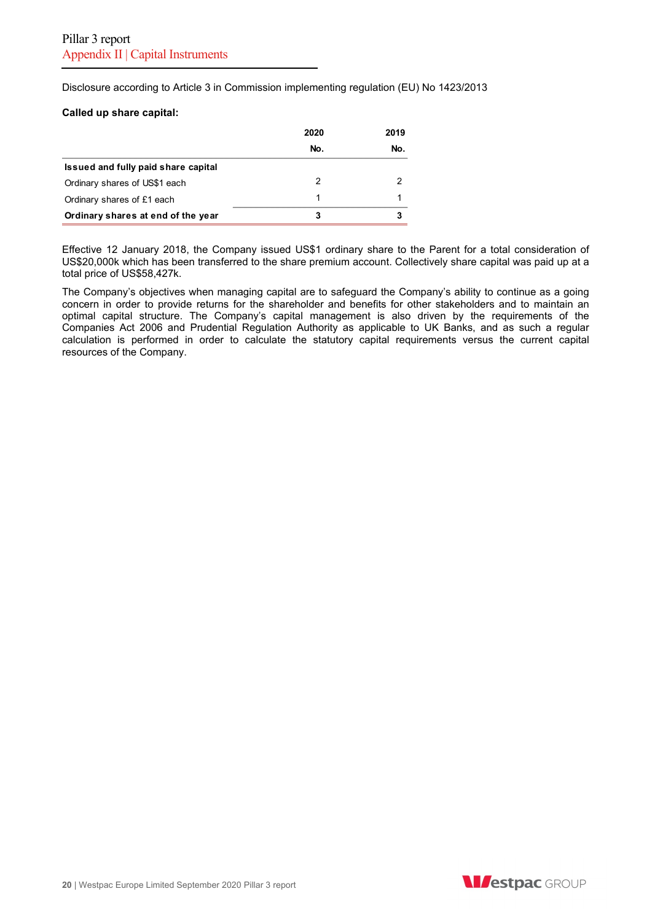Disclosure according to Article 3 in Commission implementing regulation (EU) No 1423/2013

**Called up share capital:**

| | 2020 | 2019 |
|---|---|---|
| | No. | No. |
| **Issued and fully paid share capital** | | |
| Ordinary shares of US$1 each | 2 | 2 |
| Ordinary shares of £1 each | 1 | 1 |
| **Ordinary shares at end of the year** | **3** | **3** |

Effective 12 January 2018, the Company issued US$1 ordinary share to the Parent for a total consideration of US$20,000k which has been transferred to the share premium account. Collectively share capital was paid up at a total price of US$58,427k.

The Company's objectives when managing capital are to safeguard the Company's ability to continue as a going concern in order to provide returns for the shareholder and benefits for other stakeholders and to maintain an optimal capital structure. The Company's capital management is also driven by the requirements of the Companies Act 2006 and Prudential Regulation Authority as applicable to UK Banks, and as such a regular calculation is performed in order to calculate the statutory capital requirements versus the current capital resources of the Company.